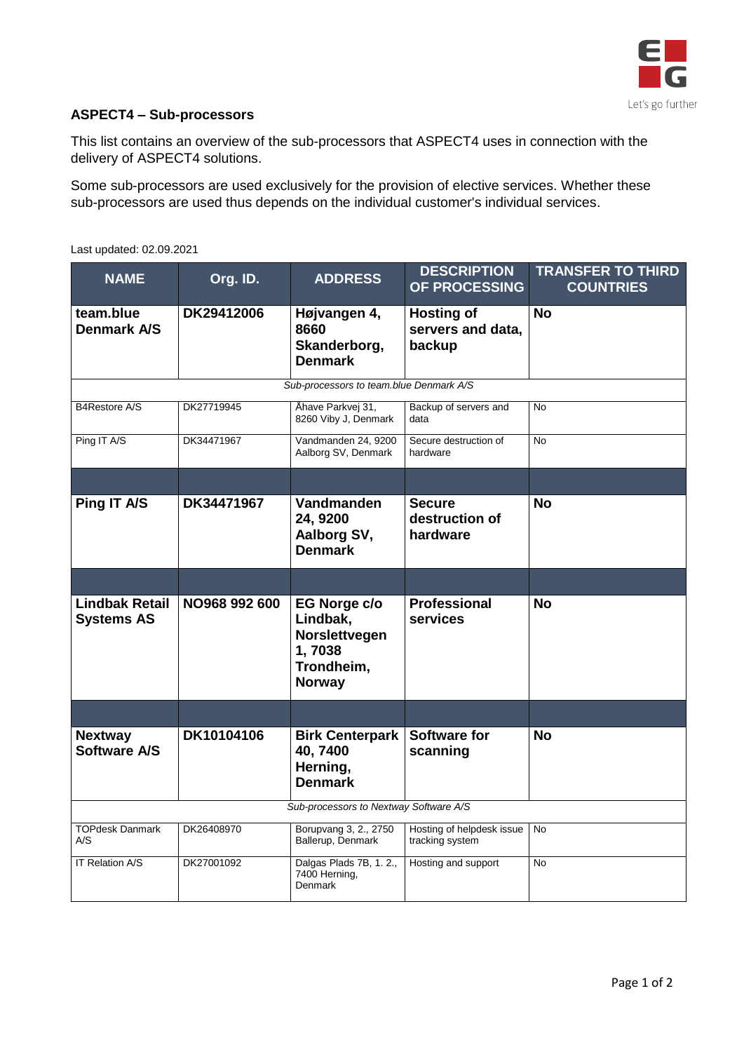## ASPECT4 – Sub-processors

This list contains an overview of the sub-processors that ASPECT4 uses in connection with the delivery of ASPECT4 solutions.

Some sub-processors are used exclusively for the provision of elective services. Whether these sub-processors are used thus depends on the individual customer's individual services.

Last updated: 02.09.2021

| NAME | Org. ID. | ADDRESS | DESCRIPTION OF PROCESSING | TRANSFER TO THIRD COUNTRIES |
|---|---|---|---|---|
| **team.blue Denmark A/S** | **DK29412006** | **Højvangen 4, 8660 Skanderborg, Denmark** | **Hosting of servers and data, backup** | **No** |
| *Sub-processors to team.blue Denmark A/S* | | | | |
| B4Restore A/S | DK27719945 | Åhave Parkvej 31, 8260 Viby J, Denmark | Backup of servers and data | No |
| Ping IT A/S | DK34471967 | Vandmanden 24, 9200 Aalborg SV, Denmark | Secure destruction of hardware | No |
| | | | | |
| **Ping IT A/S** | **DK34471967** | **Vandmanden 24, 9200 Aalborg SV, Denmark** | **Secure destruction of hardware** | **No** |
| | | | | |
| **Lindbak Retail Systems AS** | **NO968 992 600** | **EG Norge c/o Lindbak, Norslettvegen 1, 7038 Trondheim, Norway** | **Professional services** | **No** |
| | | | | |
| **Nextway Software A/S** | **DK10104106** | **Birk Centerpark 40, 7400 Herning, Denmark** | **Software for scanning** | **No** |
| *Sub-processors to Nextway Software A/S* | | | | |
| TOPdesk Danmark A/S | DK26408970 | Borupvang 3, 2., 2750 Ballerup, Denmark | Hosting of helpdesk issue tracking system | No |
| IT Relation A/S | DK27001092 | Dalgas Plads 7B, 1. 2., 7400 Herning, Denmark | Hosting and support | No |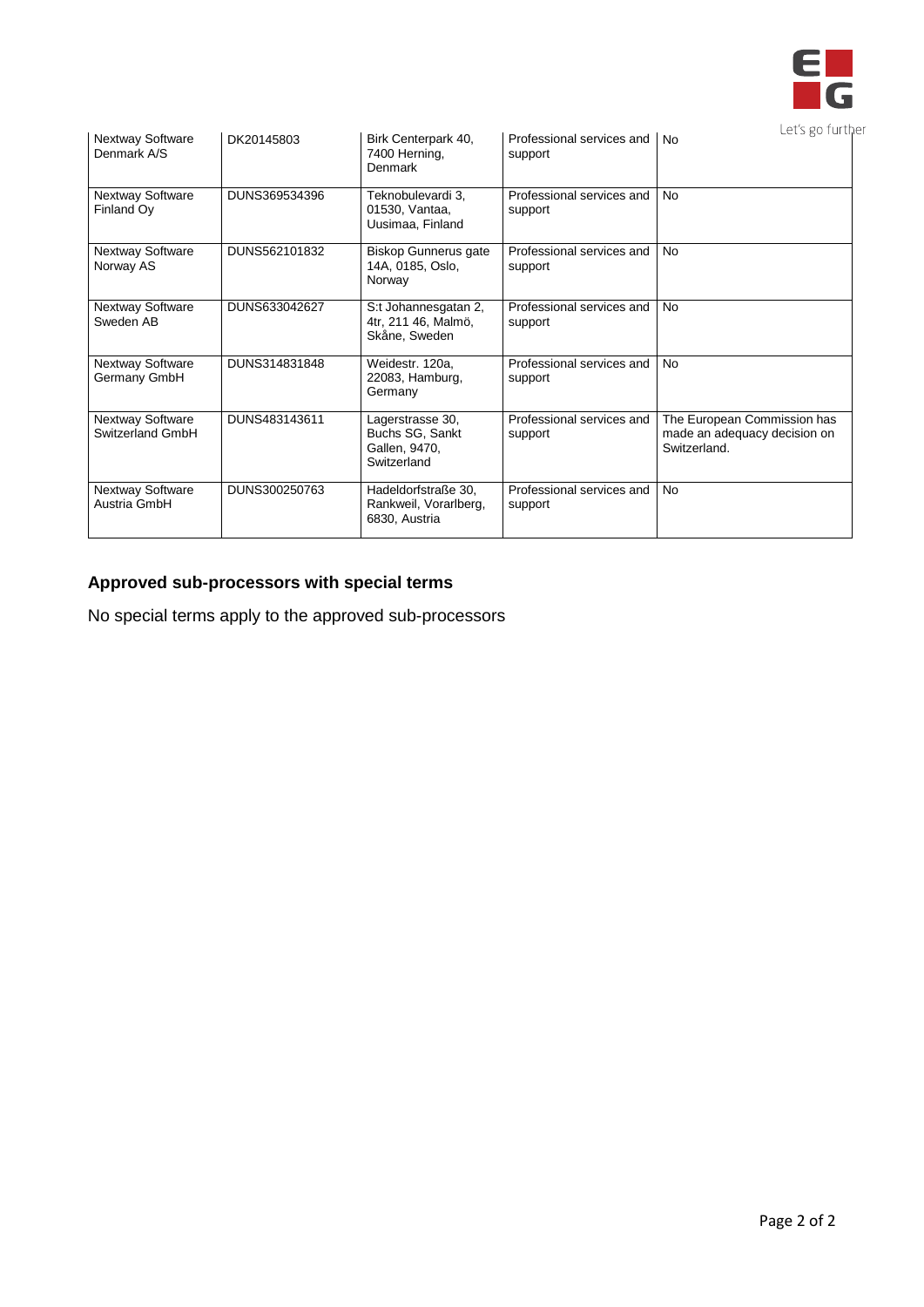| | | | | |
|---|---|---|---|---|
| Nextway Software Denmark A/S | DK20145803 | Birk Centerpark 40, 7400 Herning, Denmark | Professional services and support | No |
| Nextway Software Finland Oy | DUNS369534396 | Teknobulevardi 3, 01530, Vantaa, Uusimaa, Finland | Professional services and support | No |
| Nextway Software Norway AS | DUNS562101832 | Biskop Gunnerus gate 14A, 0185, Oslo, Norway | Professional services and support | No |
| Nextway Software Sweden AB | DUNS633042627 | S:t Johannesgatan 2, 4tr, 211 46, Malmö, Skåne, Sweden | Professional services and support | No |
| Nextway Software Germany GmbH | DUNS314831848 | Weidestr. 120a, 22083, Hamburg, Germany | Professional services and support | No |
| Nextway Software Switzerland GmbH | DUNS483143611 | Lagerstrasse 30, Buchs SG, Sankt Gallen, 9470, Switzerland | Professional services and support | The European Commission has made an adequacy decision on Switzerland. |
| Nextway Software Austria GmbH | DUNS300250763 | Hadeldorfstraße 30, Rankweil, Vorarlberg, 6830, Austria | Professional services and support | No |

## Approved sub-processors with special terms

No special terms apply to the approved sub-processors